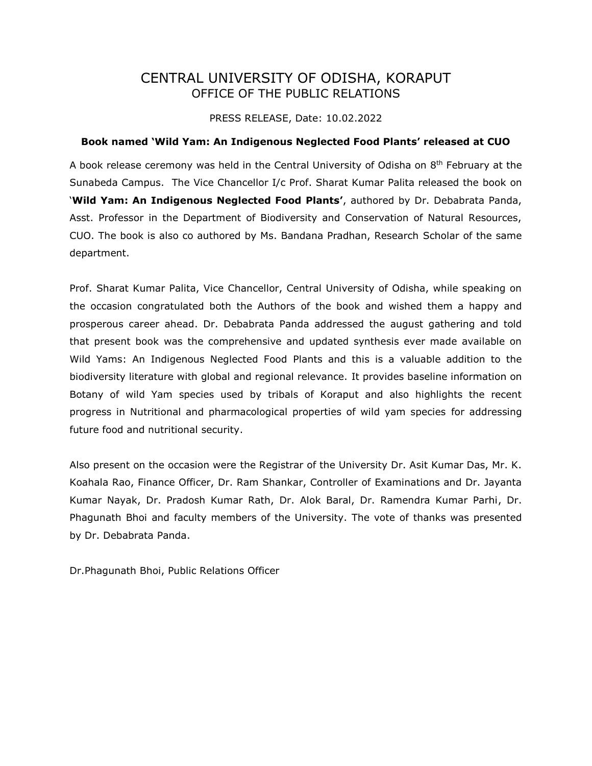# CENTRAL UNIVERSITY OF ODISHA, KORAPUT
## OFFICE OF THE PUBLIC RELATIONS

PRESS RELEASE, Date: 10.02.2022

**Book named 'Wild Yam: An Indigenous Neglected Food Plants' released at CUO**

A book release ceremony was held in the Central University of Odisha on 8th February at the Sunabeda Campus. The Vice Chancellor I/c Prof. Sharat Kumar Palita released the book on '**Wild Yam: An Indigenous Neglected Food Plants'**, authored by Dr. Debabrata Panda, Asst. Professor in the Department of Biodiversity and Conservation of Natural Resources, CUO. The book is also co authored by Ms. Bandana Pradhan, Research Scholar of the same department.

Prof. Sharat Kumar Palita, Vice Chancellor, Central University of Odisha, while speaking on the occasion congratulated both the Authors of the book and wished them a happy and prosperous career ahead. Dr. Debabrata Panda addressed the august gathering and told that present book was the comprehensive and updated synthesis ever made available on Wild Yams: An Indigenous Neglected Food Plants and this is a valuable addition to the biodiversity literature with global and regional relevance. It provides baseline information on Botany of wild Yam species used by tribals of Koraput and also highlights the recent progress in Nutritional and pharmacological properties of wild yam species for addressing future food and nutritional security.

Also present on the occasion were the Registrar of the University Dr. Asit Kumar Das, Mr. K. Koahala Rao, Finance Officer, Dr. Ram Shankar, Controller of Examinations and Dr. Jayanta Kumar Nayak, Dr. Pradosh Kumar Rath, Dr. Alok Baral, Dr. Ramendra Kumar Parhi, Dr. Phagunath Bhoi and faculty members of the University. The vote of thanks was presented by Dr. Debabrata Panda.

Dr.Phagunath Bhoi, Public Relations Officer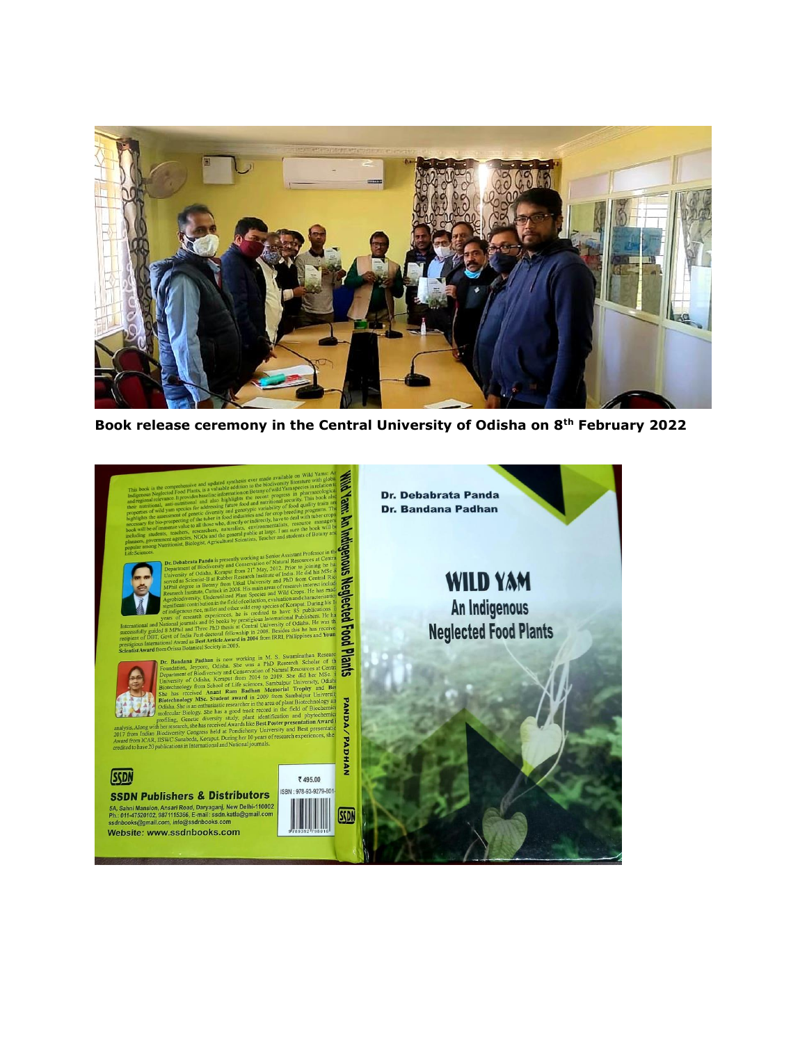**Book release ceremony in the Central University of Odisha on 8th February 2022**